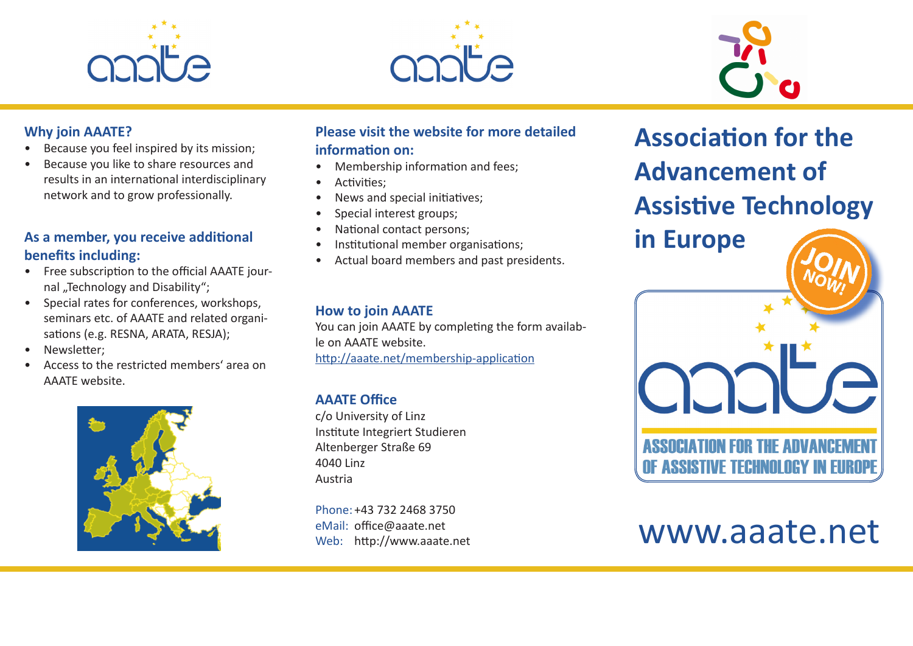## Why join AAATE?

- Because you feel inspired by its mission;
- Because you like to share resources and results in an international interdisciplinary network and to grow professionally.

## As a member, you receive additional benefits including:

- Free subscription to the official AAATE journal „Technology and Disability";
- Special rates for conferences, workshops, seminars etc. of AAATE and related organisations (e.g. RESNA, ARATA, RESJA);
- Newsletter;
- Access to the restricted members' area on AAATE website.

## Please visit the website for more detailed information on:

- Membership information and fees;
- Activities;
- News and special initiatives;
- Special interest groups;
- National contact persons;
- Institutional member organisations;
- Actual board members and past presidents.

## How to join AAATE

You can join AAATE by completing the form available on AAATE website.
http://aaate.net/membership-application

## AAATE Office

c/o University of Linz
Institute Integriert Studieren
Altenberger Straße 69
4040 Linz
Austria

Phone: +43 732 2468 3750
eMail: office@aaate.net
Web: http://www.aaate.net

# Association for the Advancement of Assistive Technology in Europe

JOIN NOW!

ASSOCIATION FOR THE ADVANCEMENT OF ASSISTIVE TECHNOLOGY IN EUROPE

www.aaate.net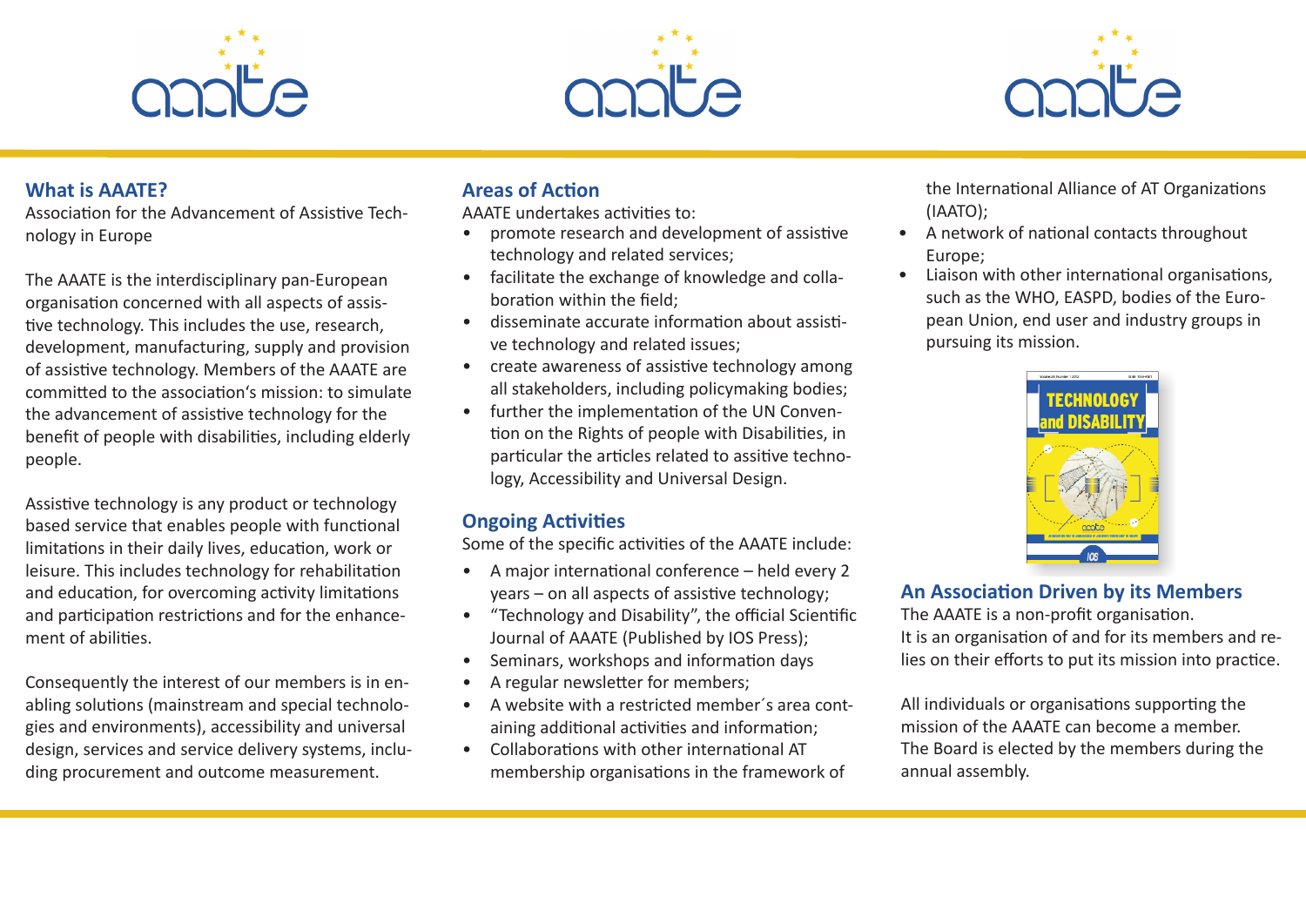## What is AAATE?

Association for the Advancement of Assistive Technology in Europe

The AAATE is the interdisciplinary pan-European organisation concerned with all aspects of assistive technology. This includes the use, research, development, manufacturing, supply and provision of assistive technology. Members of the AAATE are committed to the association's mission: to simulate the advancement of assistive technology for the benefit of people with disabilities, including elderly people.

Assistive technology is any product or technology based service that enables people with functional limitations in their daily lives, education, work or leisure. This includes technology for rehabilitation and education, for overcoming activity limitations and participation restrictions and for the enhancement of abilities.

Consequently the interest of our members is in enabling solutions (mainstream and special technologies and environments), accessibility and universal design, services and service delivery systems, including procurement and outcome measurement.

## Areas of Action

AAATE undertakes activities to:

- promote research and development of assistive technology and related services;
- facilitate the exchange of knowledge and collaboration within the field;
- disseminate accurate information about assistive technology and related issues;
- create awareness of assistive technology among all stakeholders, including policymaking bodies;
- further the implementation of the UN Convention on the Rights of people with Disabilities, in particular the articles related to assitive technology, Accessibility and Universal Design.

## Ongoing Activities

Some of the specific activities of the AAATE include:

- A major international conference – held every 2 years – on all aspects of assistive technology;
- "Technology and Disability", the official Scientific Journal of AAATE (Published by IOS Press);
- Seminars, workshops and information days
- A regular newsletter for members;
- A website with a restricted member´s area containing additional activities and information;
- Collaborations with other international AT membership organisations in the framework of the International Alliance of AT Organizations (IAATO);
- A network of national contacts throughout Europe;
- Liaison with other international organisations, such as the WHO, EASPD, bodies of the European Union, end user and industry groups in pursuing its mission.

## An Association Driven by its Members

The AAATE is a non-profit organisation.
It is an organisation of and for its members and relies on their efforts to put its mission into practice.

All individuals or organisations supporting the mission of the AAATE can become a member.
The Board is elected by the members during the annual assembly.